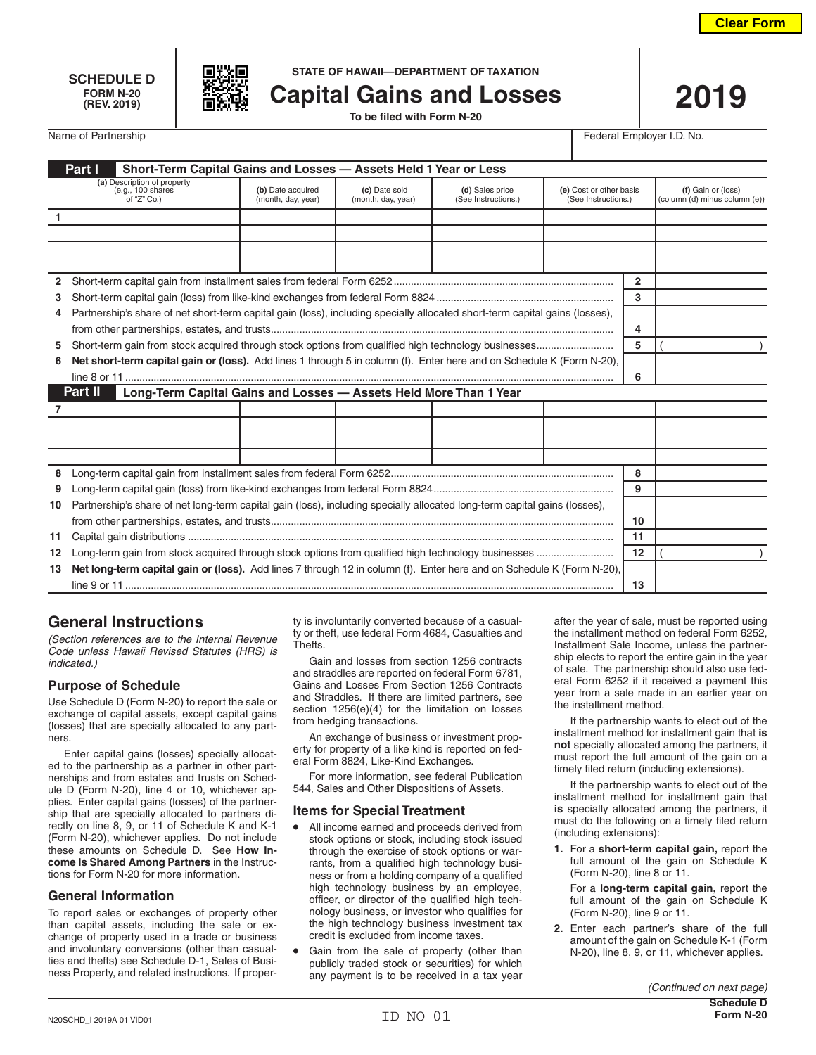Clear Form

**SCHEDULE D**
**FORM N-20**
**(REV. 2019)**

STATE OF HAWAII—DEPARTMENT OF TAXATION

# Capital Gains and Losses

**To be filed with Form N-20**

# 2019

| Name of Partnership | Federal Employer I.D. No. |
|---|---|
| | |

## Part I Short-Term Capital Gains and Losses — Assets Held 1 Year or Less

| | (a) Description of property (e.g., 100 shares of "Z" Co.) | (b) Date acquired (month, day, year) | (c) Date sold (month, day, year) | (d) Sales price (See Instructions.) | (e) Cost or other basis (See Instructions.) | (f) Gain or (loss) (column (d) minus column (e)) |
|---|---|---|---|---|---|---|
| 1 | | | | | | |
| | | | | | | |
| | | | | | | |
| | | | | | | |

| | | | |
|---|---|---|---|
| 2 | Short-term capital gain from installment sales from federal Form 6252 | 2 | |
| 3 | Short-term capital gain (loss) from like-kind exchanges from federal Form 8824 | 3 | |
| 4 | Partnership's share of net short-term capital gain (loss), including specially allocated short-term capital gains (losses), from other partnerships, estates, and trusts | 4 | |
| 5 | Short-term gain from stock acquired through stock options from qualified high technology businesses | 5 | ( ) |
| 6 | **Net short-term capital gain or (loss).** Add lines 1 through 5 in column (f). Enter here and on Schedule K (Form N-20), line 8 or 11 | 6 | |

## Part II Long-Term Capital Gains and Losses — Assets Held More Than 1 Year

| | (a) | (b) | (c) | (d) | (e) | (f) |
|---|---|---|---|---|---|---|
| 7 | | | | | | |
| | | | | | | |
| | | | | | | |
| | | | | | | |

| | | | |
|---|---|---|---|
| 8 | Long-term capital gain from installment sales from federal Form 6252 | 8 | |
| 9 | Long-term capital gain (loss) from like-kind exchanges from federal Form 8824 | 9 | |
| 10 | Partnership's share of net long-term capital gain (loss), including specially allocated long-term capital gains (losses), from other partnerships, estates, and trusts | 10 | |
| 11 | Capital gain distributions | 11 | |
| 12 | Long-term gain from stock acquired through stock options from qualified high technology businesses | 12 | ( ) |
| 13 | **Net long-term capital gain or (loss).** Add lines 7 through 12 in column (f). Enter here and on Schedule K (Form N-20), line 9 or 11 | 13 | |

# General Instructions

*(Section references are to the Internal Revenue Code unless Hawaii Revised Statutes (HRS) is indicated.)*

## Purpose of Schedule

Use Schedule D (Form N-20) to report the sale or exchange of capital assets, except capital gains (losses) that are specially allocated to any partners.

Enter capital gains (losses) specially allocated to the partnership as a partner in other partnerships and from estates and trusts on Schedule D (Form N-20), line 4 or 10, whichever applies. Enter capital gains (losses) of the partnership that are specially allocated to partners directly on line 8, 9, or 11 of Schedule K and K-1 (Form N-20), whichever applies. Do not include these amounts on Schedule D. See **How Income Is Shared Among Partners** in the Instructions for Form N-20 for more information.

## General Information

To report sales or exchanges of property other than capital assets, including the sale or exchange of property used in a trade or business and involuntary conversions (other than casualties and thefts) see Schedule D-1, Sales of Business Property, and related instructions. If property is involuntarily converted because of a casualty or theft, use federal Form 4684, Casualties and Thefts.

Gain and losses from section 1256 contracts and straddles are reported on federal Form 6781, Gains and Losses From Section 1256 Contracts and Straddles. If there are limited partners, see section 1256(e)(4) for the limitation on losses from hedging transactions.

An exchange of business or investment property for property of a like kind is reported on federal Form 8824, Like-Kind Exchanges.

For more information, see federal Publication 544, Sales and Other Dispositions of Assets.

## Items for Special Treatment

- All income earned and proceeds derived from stock options or stock, including stock issued through the exercise of stock options or warrants, from a qualified high technology business or from a holding company of a qualified high technology business by an employee, officer, or director of the qualified high technology business, or investor who qualifies for the high technology business investment tax credit is excluded from income taxes.
- Gain from the sale of property (other than publicly traded stock or securities) for which any payment is to be received in a tax year after the year of sale, must be reported using the installment method on federal Form 6252, Installment Sale Income, unless the partnership elects to report the entire gain in the year of sale. The partnership should also use federal Form 6252 if it received a payment this year from a sale made in an earlier year on the installment method.

If the partnership wants to elect out of the installment method for installment gain that **is not** specially allocated among the partners, it must report the full amount of the gain on a timely filed return (including extensions).

If the partnership wants to elect out of the installment method for installment gain that **is** specially allocated among the partners, it must do the following on a timely filed return (including extensions):

1. For a **short-term capital gain,** report the full amount of the gain on Schedule K (Form N-20), line 8 or 11.

   For a **long-term capital gain,** report the full amount of the gain on Schedule K (Form N-20), line 9 or 11.

2. Enter each partner's share of the full amount of the gain on Schedule K-1 (Form N-20), line 8, 9, or 11, whichever applies.

*(Continued on next page)*

N20SCHD_I 2019A 01 VID01 ID NO 01 **Schedule D Form N-20**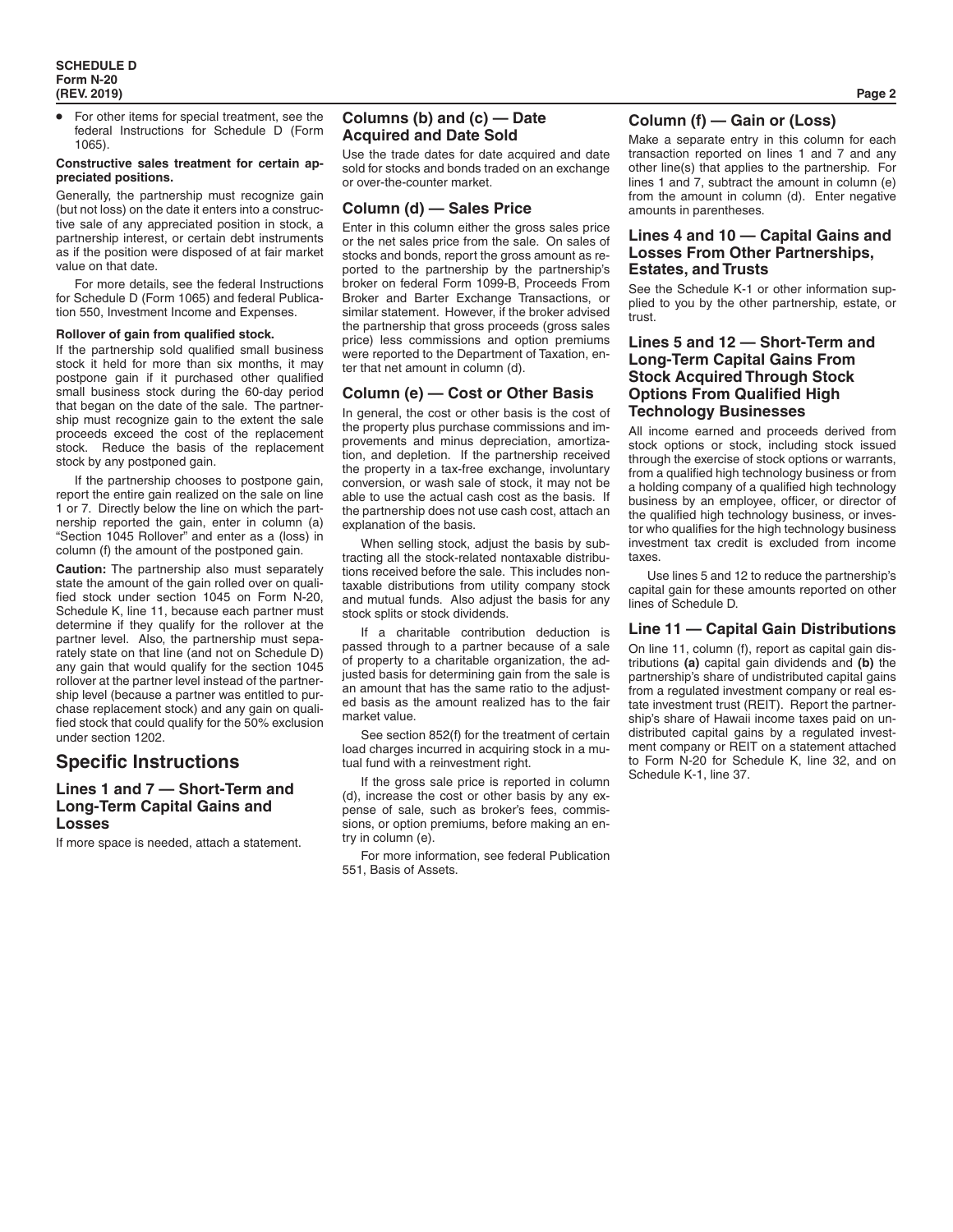- For other items for special treatment, see the federal Instructions for Schedule D (Form 1065).

**Constructive sales treatment for certain appreciated positions.**

Generally, the partnership must recognize gain (but not loss) on the date it enters into a constructive sale of any appreciated position in stock, a partnership interest, or certain debt instruments as if the position were disposed of at fair market value on that date.

For more details, see the federal Instructions for Schedule D (Form 1065) and federal Publication 550, Investment Income and Expenses.

**Rollover of gain from qualified stock.**

If the partnership sold qualified small business stock it held for more than six months, it may postpone gain if it purchased other qualified small business stock during the 60-day period that began on the date of the sale. The partnership must recognize gain to the extent the sale proceeds exceed the cost of the replacement stock. Reduce the basis of the replacement stock by any postponed gain.

If the partnership chooses to postpone gain, report the entire gain realized on the sale on line 1 or 7. Directly below the line on which the partnership reported the gain, enter in column (a) "Section 1045 Rollover" and enter as a (loss) in column (f) the amount of the postponed gain.

**Caution:** The partnership also must separately state the amount of the gain rolled over on qualified stock under section 1045 on Form N-20, Schedule K, line 11, because each partner must determine if they qualify for the rollover at the partner level. Also, the partnership must separately state on that line (and not on Schedule D) any gain that would qualify for the section 1045 rollover at the partner level instead of the partnership level (because a partner was entitled to purchase replacement stock) and any gain on qualified stock that could qualify for the 50% exclusion under section 1202.

# Specific Instructions

## Lines 1 and 7 — Short-Term and Long-Term Capital Gains and Losses

If more space is needed, attach a statement.

## Columns (b) and (c) — Date Acquired and Date Sold

Use the trade dates for date acquired and date sold for stocks and bonds traded on an exchange or over-the-counter market.

## Column (d) — Sales Price

Enter in this column either the gross sales price or the net sales price from the sale. On sales of stocks and bonds, report the gross amount as reported to the partnership by the partnership's broker on federal Form 1099-B, Proceeds From Broker and Barter Exchange Transactions, or similar statement. However, if the broker advised the partnership that gross proceeds (gross sales price) less commissions and option premiums were reported to the Department of Taxation, enter that net amount in column (d).

## Column (e) — Cost or Other Basis

In general, the cost or other basis is the cost of the property plus purchase commissions and improvements and minus depreciation, amortization, and depletion. If the partnership received the property in a tax-free exchange, involuntary conversion, or wash sale of stock, it may not be able to use the actual cash cost as the basis. If the partnership does not use cash cost, attach an explanation of the basis.

When selling stock, adjust the basis by subtracting all the stock-related nontaxable distributions received before the sale. This includes nontaxable distributions from utility company stock and mutual funds. Also adjust the basis for any stock splits or stock dividends.

If a charitable contribution deduction is passed through to a partner because of a sale of property to a charitable organization, the adjusted basis for determining gain from the sale is an amount that has the same ratio to the adjusted basis as the amount realized has to the fair market value.

See section 852(f) for the treatment of certain load charges incurred in acquiring stock in a mutual fund with a reinvestment right.

If the gross sale price is reported in column (d), increase the cost or other basis by any expense of sale, such as broker's fees, commissions, or option premiums, before making an entry in column (e).

For more information, see federal Publication 551, Basis of Assets.

## Column (f) — Gain or (Loss)

Make a separate entry in this column for each transaction reported on lines 1 and 7 and any other line(s) that applies to the partnership. For lines 1 and 7, subtract the amount in column (e) from the amount in column (d). Enter negative amounts in parentheses.

## Lines 4 and 10 — Capital Gains and Losses From Other Partnerships, Estates, and Trusts

See the Schedule K-1 or other information supplied to you by the other partnership, estate, or trust.

## Lines 5 and 12 — Short-Term and Long-Term Capital Gains From Stock Acquired Through Stock Options From Qualified High Technology Businesses

All income earned and proceeds derived from stock options or stock, including stock issued through the exercise of stock options or warrants, from a qualified high technology business or from a holding company of a qualified high technology business by an employee, officer, or director of the qualified high technology business, or investor who qualifies for the high technology business investment tax credit is excluded from income taxes.

Use lines 5 and 12 to reduce the partnership's capital gain for these amounts reported on other lines of Schedule D.

## Line 11 — Capital Gain Distributions

On line 11, column (f), report as capital gain distributions **(a)** capital gain dividends and **(b)** the partnership's share of undistributed capital gains from a regulated investment company or real estate investment trust (REIT). Report the partnership's share of Hawaii income taxes paid on undistributed capital gains by a regulated investment company or REIT on a statement attached to Form N-20 for Schedule K, line 32, and on Schedule K-1, line 37.